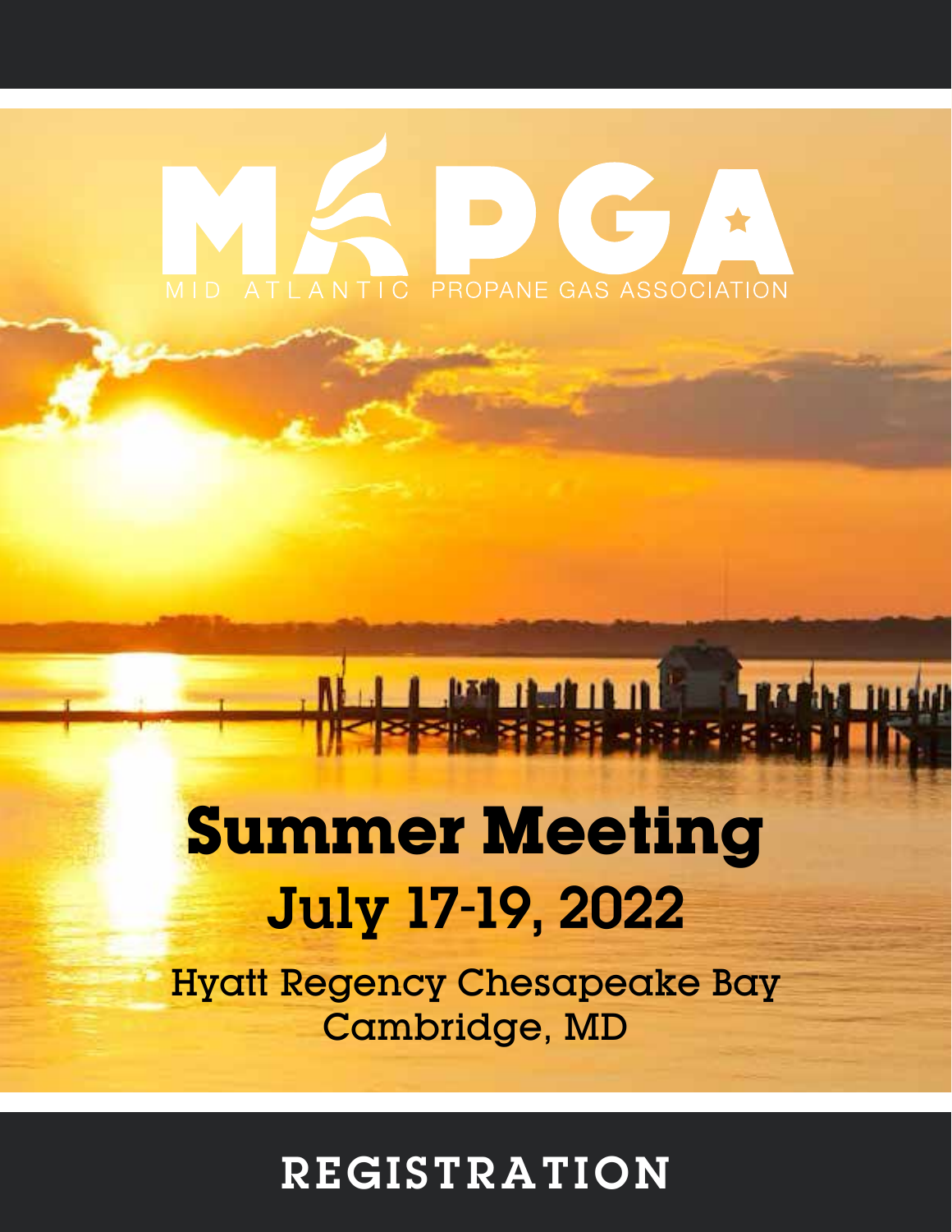# MAPGA

MID ATLANTIC PROPANE GAS ASSOCIATION

# Summer Meeting

## July 17-19, 2022

Hyatt Regency Chesapeake Bay
Cambridge, MD

## REGISTRATION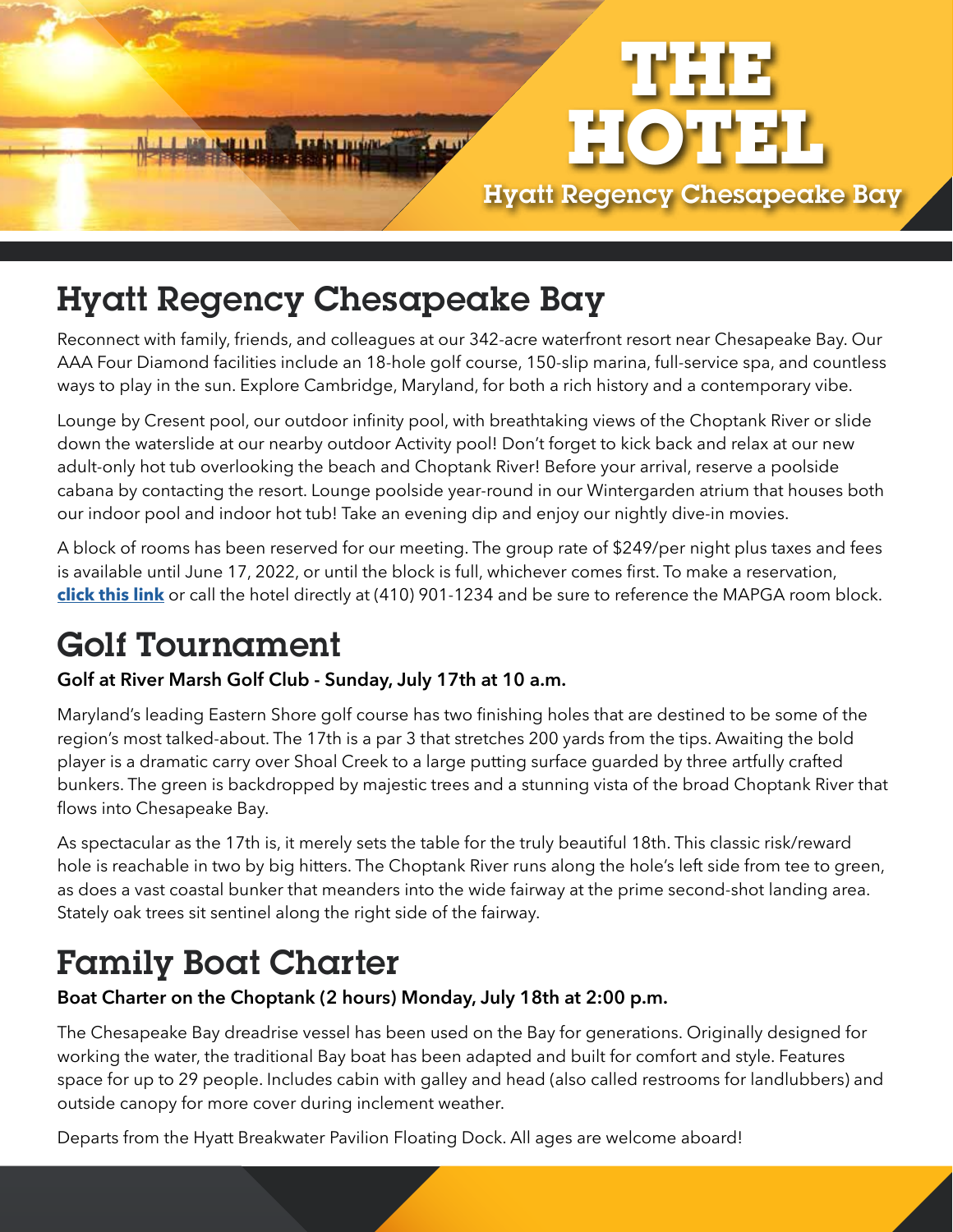# THE HOTEL

Hyatt Regency Chesapeake Bay

## Hyatt Regency Chesapeake Bay

Reconnect with family, friends, and colleagues at our 342-acre waterfront resort near Chesapeake Bay. Our AAA Four Diamond facilities include an 18-hole golf course, 150-slip marina, full-service spa, and countless ways to play in the sun. Explore Cambridge, Maryland, for both a rich history and a contemporary vibe.

Lounge by Cresent pool, our outdoor infinity pool, with breathtaking views of the Choptank River or slide down the waterslide at our nearby outdoor Activity pool! Don't forget to kick back and relax at our new adult-only hot tub overlooking the beach and Choptank River! Before your arrival, reserve a poolside cabana by contacting the resort. Lounge poolside year-round in our Wintergarden atrium that houses both our indoor pool and indoor hot tub! Take an evening dip and enjoy our nightly dive-in movies.

A block of rooms has been reserved for our meeting. The group rate of $249/per night plus taxes and fees is available until June 17, 2022, or until the block is full, whichever comes first. To make a reservation, **click this link** or call the hotel directly at (410) 901-1234 and be sure to reference the MAPGA room block.

## Golf Tournament

**Golf at River Marsh Golf Club - Sunday, July 17th at 10 a.m.**

Maryland's leading Eastern Shore golf course has two finishing holes that are destined to be some of the region's most talked-about. The 17th is a par 3 that stretches 200 yards from the tips. Awaiting the bold player is a dramatic carry over Shoal Creek to a large putting surface guarded by three artfully crafted bunkers. The green is backdropped by majestic trees and a stunning vista of the broad Choptank River that flows into Chesapeake Bay.

As spectacular as the 17th is, it merely sets the table for the truly beautiful 18th. This classic risk/reward hole is reachable in two by big hitters. The Choptank River runs along the hole's left side from tee to green, as does a vast coastal bunker that meanders into the wide fairway at the prime second-shot landing area. Stately oak trees sit sentinel along the right side of the fairway.

## Family Boat Charter

**Boat Charter on the Choptank (2 hours) Monday, July 18th at 2:00 p.m.**

The Chesapeake Bay dreadrise vessel has been used on the Bay for generations. Originally designed for working the water, the traditional Bay boat has been adapted and built for comfort and style. Features space for up to 29 people. Includes cabin with galley and head (also called restrooms for landlubbers) and outside canopy for more cover during inclement weather.

Departs from the Hyatt Breakwater Pavilion Floating Dock. All ages are welcome aboard!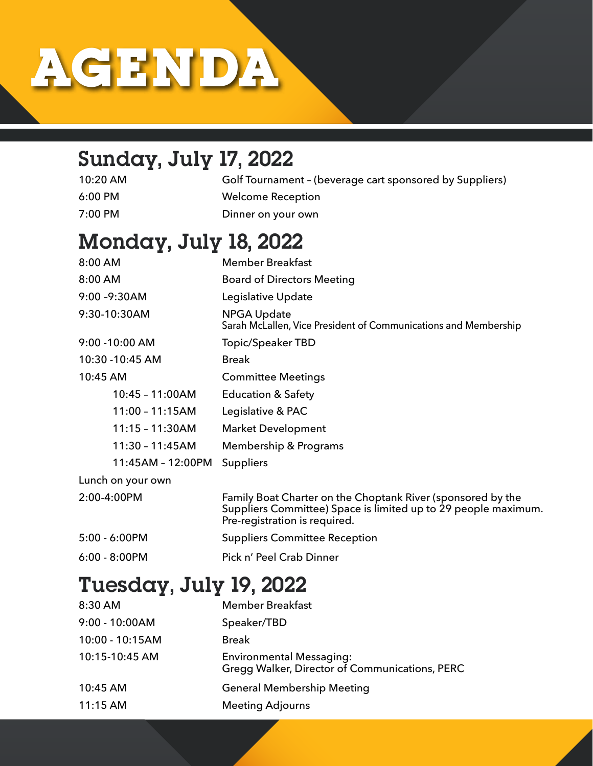# AGENDA

## Sunday, July 17, 2022

| | |
|---|---|
| 10:20 AM | Golf Tournament – (beverage cart sponsored by Suppliers) |
| 6:00 PM | Welcome Reception |
| 7:00 PM | Dinner on your own |

## Monday, July 18, 2022

| | |
|---|---|
| 8:00 AM | Member Breakfast |
| 8:00 AM | Board of Directors Meeting |
| 9:00 -9:30AM | Legislative Update |
| 9:30-10:30AM | NPGA Update<br>Sarah McLallen, Vice President of Communications and Membership |
| 9:00 -10:00 AM | Topic/Speaker TBD |
| 10:30 -10:45 AM | Break |
| 10:45 AM | Committee Meetings |
| 10:45 – 11:00AM | Education & Safety |
| 11:00 – 11:15AM | Legislative & PAC |
| 11:15 – 11:30AM | Market Development |
| 11:30 – 11:45AM | Membership & Programs |
| 11:45AM – 12:00PM | Suppliers |
| Lunch on your own | |
| 2:00-4:00PM | Family Boat Charter on the Choptank River (sponsored by the Suppliers Committee) Space is limited up to 29 people maximum. Pre-registration is required. |
| 5:00 - 6:00PM | Suppliers Committee Reception |
| 6:00 - 8:00PM | Pick n' Peel Crab Dinner |

## Tuesday, July 19, 2022

| | |
|---|---|
| 8:30 AM | Member Breakfast |
| 9:00 - 10:00AM | Speaker/TBD |
| 10:00 - 10:15AM | Break |
| 10:15-10:45 AM | Environmental Messaging:<br>Gregg Walker, Director of Communications, PERC |
| 10:45 AM | General Membership Meeting |
| 11:15 AM | Meeting Adjourns |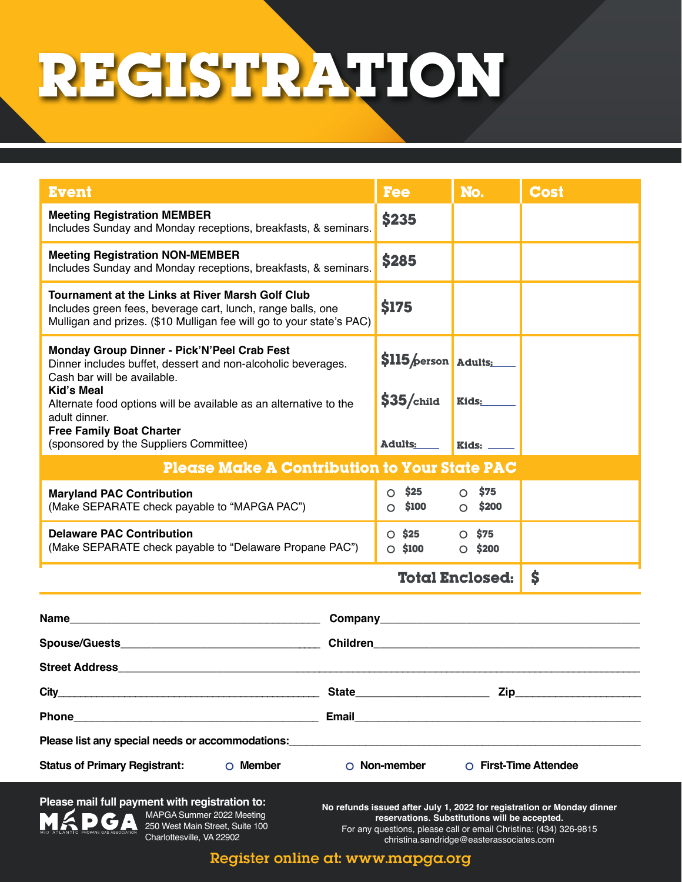# REGISTRATION

| Event | Fee | No. | Cost |
|---|---|---|---|
| **Meeting Registration MEMBER**<br>Includes Sunday and Monday receptions, breakfasts, & seminars. | $235 | | |
| **Meeting Registration NON-MEMBER**<br>Includes Sunday and Monday receptions, breakfasts, & seminars. | $285 | | |
| **Tournament at the Links at River Marsh Golf Club**<br>Includes green fees, beverage cart, lunch, range balls, one Mulligan and prizes. ($10 Mulligan fee will go to your state's PAC) | $175 | | |
| **Monday Group Dinner - Pick'N'Peel Crab Fest**<br>Dinner includes buffet, dessert and non-alcoholic beverages. Cash bar will be available. | $115/person | Adults:____ | |
| **Kid's Meal**<br>Alternate food options will be available as an alternative to the adult dinner. | $35/child | Kids:____ | |
| **Free Family Boat Charter**<br>(sponsored by the Suppliers Committee) | Adults:____ | Kids:____ | |
| **Please Make A Contribution to Your State PAC** | | | |
| **Maryland PAC Contribution**<br>(Make SEPARATE check payable to "MAPGA PAC") | ○ $25 ○ $100 | ○ $75 ○ $200 | |
| **Delaware PAC Contribution**<br>(Make SEPARATE check payable to "Delaware Propane PAC") | ○ $25 ○ $100 | ○ $75 ○ $200 | |
| | | **Total Enclosed:** | $ |

**Name**____________________ **Company**____________________

**Spouse/Guests**____________________ **Children**____________________

**Street Address**________________________________________

**City**____________________ **State**__________ **Zip**__________

**Phone**____________________ **Email**____________________

**Please list any special needs or accommodations:**____________________

**Status of Primary Registrant:** ○ Member ○ Non-member ○ First-Time Attendee

**Please mail full payment with registration to:**

MAPGA Summer 2022 Meeting
250 West Main Street, Suite 100
Charlottesville, VA 22902

**No refunds issued after July 1, 2022 for registration or Monday dinner reservations. Substitutions will be accepted.**
For any questions, please call or email Christina: (434) 326-9815
christina.sandridge@easterassociates.com

Register online at: www.mapga.org